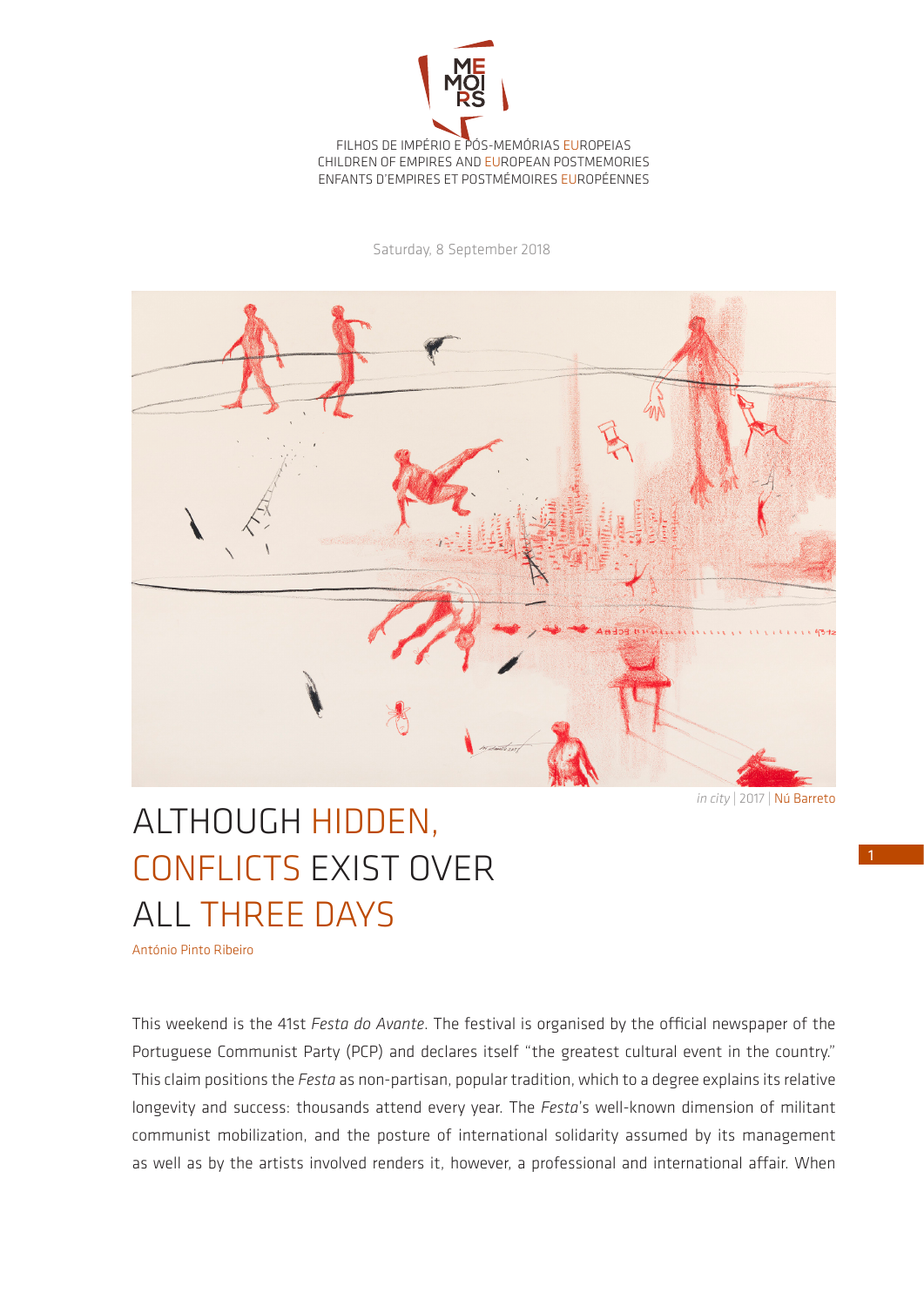FILHOS DE IMPÉRIO E PÓS-MEMÓRIAS EUROPEIAS
CHILDREN OF EMPIRES AND EUROPEAN POSTMEMORIES
ENFANTS D'EMPIRES ET POSTMÉMOIRES EUROPÉENNES

Saturday, 8 September 2018

*in city* | 2017 | Nú Barreto

# ALTHOUGH HIDDEN, CONFLICTS EXIST OVER ALL THREE DAYS

António Pinto Ribeiro

This weekend is the 41st *Festa do Avante*. The festival is organised by the official newspaper of the Portuguese Communist Party (PCP) and declares itself "the greatest cultural event in the country." This claim positions the *Festa* as non-partisan, popular tradition, which to a degree explains its relative longevity and success: thousands attend every year. The *Festa*'s well-known dimension of militant communist mobilization, and the posture of international solidarity assumed by its management as well as by the artists involved renders it, however, a professional and international affair. When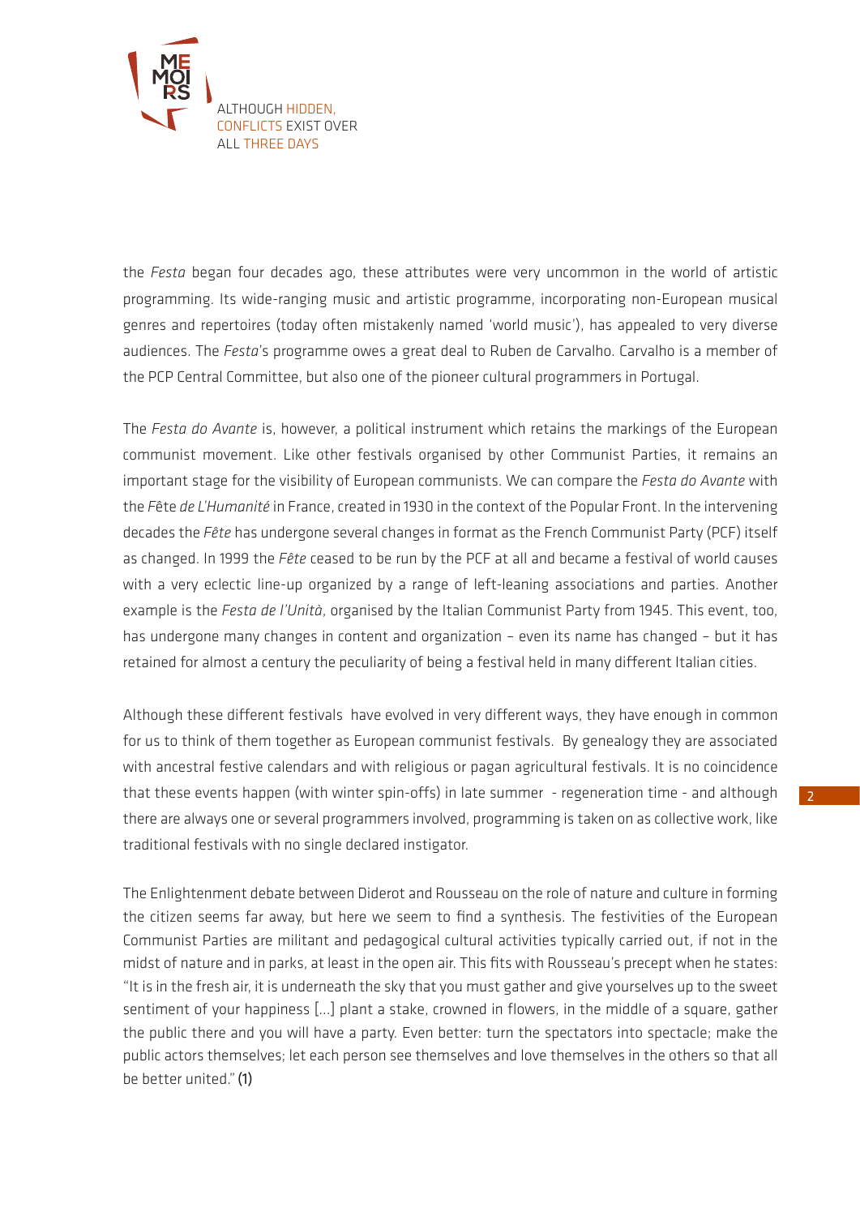the *Festa* began four decades ago, these attributes were very uncommon in the world of artistic programming. Its wide-ranging music and artistic programme, incorporating non-European musical genres and repertoires (today often mistakenly named 'world music'), has appealed to very diverse audiences. The *Festa*'s programme owes a great deal to Ruben de Carvalho. Carvalho is a member of the PCP Central Committee, but also one of the pioneer cultural programmers in Portugal.

The *Festa do Avante* is, however, a political instrument which retains the markings of the European communist movement. Like other festivals organised by other Communist Parties, it remains an important stage for the visibility of European communists. We can compare the *Festa do Avante* with the F*ête de L'Humanité* in France, created in 1930 in the context of the Popular Front. In the intervening decades the *Fête* has undergone several changes in format as the French Communist Party (PCF) itself as changed. In 1999 the *Fête* ceased to be run by the PCF at all and became a festival of world causes with a very eclectic line-up organized by a range of left-leaning associations and parties. Another example is the *Festa de l'Unità*, organised by the Italian Communist Party from 1945. This event, too, has undergone many changes in content and organization – even its name has changed – but it has retained for almost a century the peculiarity of being a festival held in many different Italian cities.

Although these different festivals have evolved in very different ways, they have enough in common for us to think of them together as European communist festivals. By genealogy they are associated with ancestral festive calendars and with religious or pagan agricultural festivals. It is no coincidence that these events happen (with winter spin-offs) in late summer - regeneration time - and although there are always one or several programmers involved, programming is taken on as collective work, like traditional festivals with no single declared instigator.

The Enlightenment debate between Diderot and Rousseau on the role of nature and culture in forming the citizen seems far away, but here we seem to find a synthesis. The festivities of the European Communist Parties are militant and pedagogical cultural activities typically carried out, if not in the midst of nature and in parks, at least in the open air. This fits with Rousseau's precept when he states: "It is in the fresh air, it is underneath the sky that you must gather and give yourselves up to the sweet sentiment of your happiness [...] plant a stake, crowned in flowers, in the middle of a square, gather the public there and you will have a party. Even better: turn the spectators into spectacle; make the public actors themselves; let each person see themselves and love themselves in the others so that all be better united." **(1)**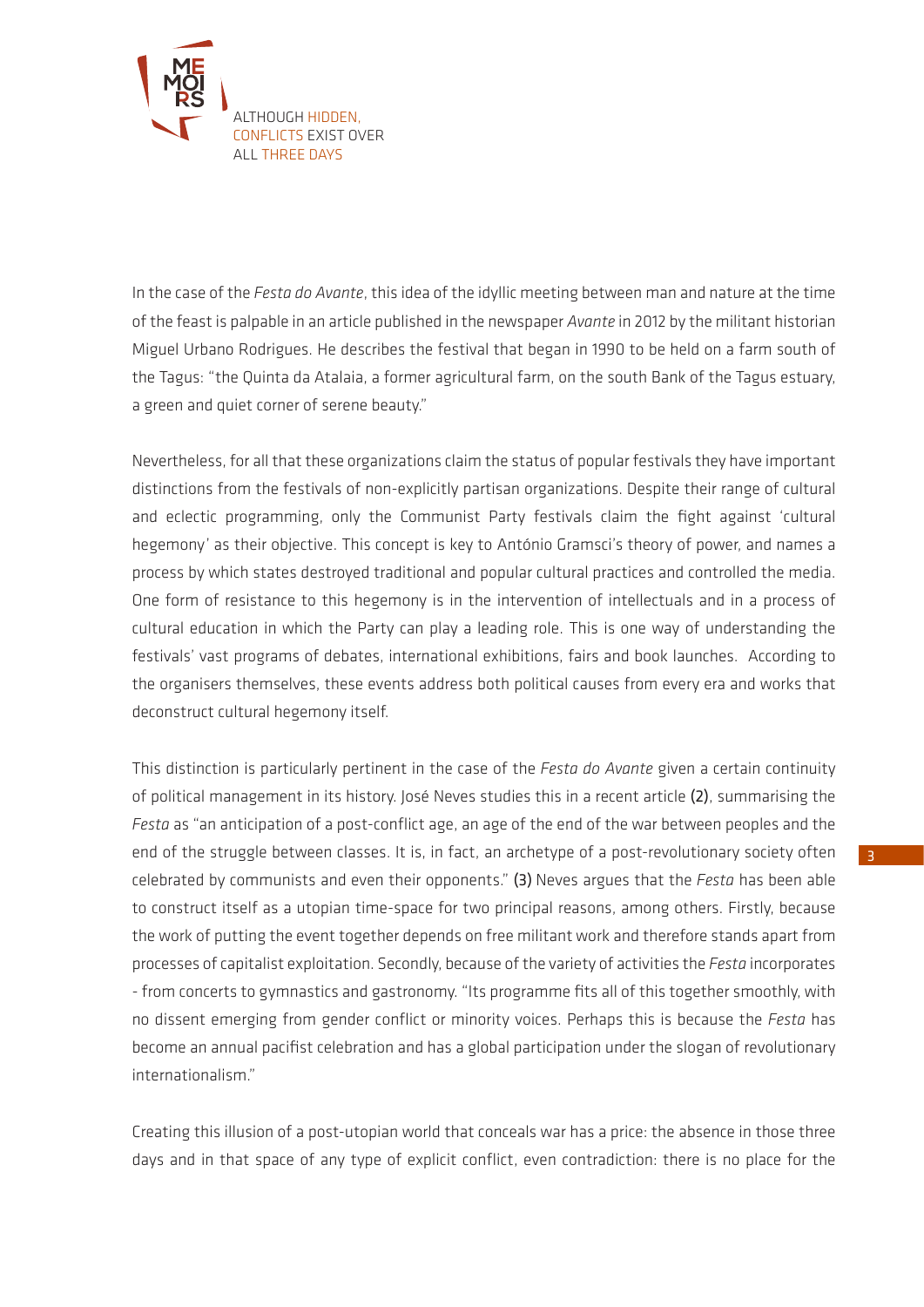ALTHOUGH HIDDEN, CONFLICTS EXIST OVER ALL THREE DAYS

In the case of the *Festa do Avante*, this idea of the idyllic meeting between man and nature at the time of the feast is palpable in an article published in the newspaper *Avante* in 2012 by the militant historian Miguel Urbano Rodrigues. He describes the festival that began in 1990 to be held on a farm south of the Tagus: "the Quinta da Atalaia, a former agricultural farm, on the south Bank of the Tagus estuary, a green and quiet corner of serene beauty."

Nevertheless, for all that these organizations claim the status of popular festivals they have important distinctions from the festivals of non-explicitly partisan organizations. Despite their range of cultural and eclectic programming, only the Communist Party festivals claim the fight against 'cultural hegemony' as their objective. This concept is key to António Gramsci's theory of power, and names a process by which states destroyed traditional and popular cultural practices and controlled the media. One form of resistance to this hegemony is in the intervention of intellectuals and in a process of cultural education in which the Party can play a leading role. This is one way of understanding the festivals' vast programs of debates, international exhibitions, fairs and book launches. According to the organisers themselves, these events address both political causes from every era and works that deconstruct cultural hegemony itself.

This distinction is particularly pertinent in the case of the *Festa do Avante* given a certain continuity of political management in its history. José Neves studies this in a recent article (2), summarising the *Festa* as "an anticipation of a post-conflict age, an age of the end of the war between peoples and the end of the struggle between classes. It is, in fact, an archetype of a post-revolutionary society often celebrated by communists and even their opponents." (3) Neves argues that the *Festa* has been able to construct itself as a utopian time-space for two principal reasons, among others. Firstly, because the work of putting the event together depends on free militant work and therefore stands apart from processes of capitalist exploitation. Secondly, because of the variety of activities the *Festa* incorporates - from concerts to gymnastics and gastronomy. "Its programme fits all of this together smoothly, with no dissent emerging from gender conflict or minority voices. Perhaps this is because the *Festa* has become an annual pacifist celebration and has a global participation under the slogan of revolutionary internationalism."

Creating this illusion of a post-utopian world that conceals war has a price: the absence in those three days and in that space of any type of explicit conflict, even contradiction: there is no place for the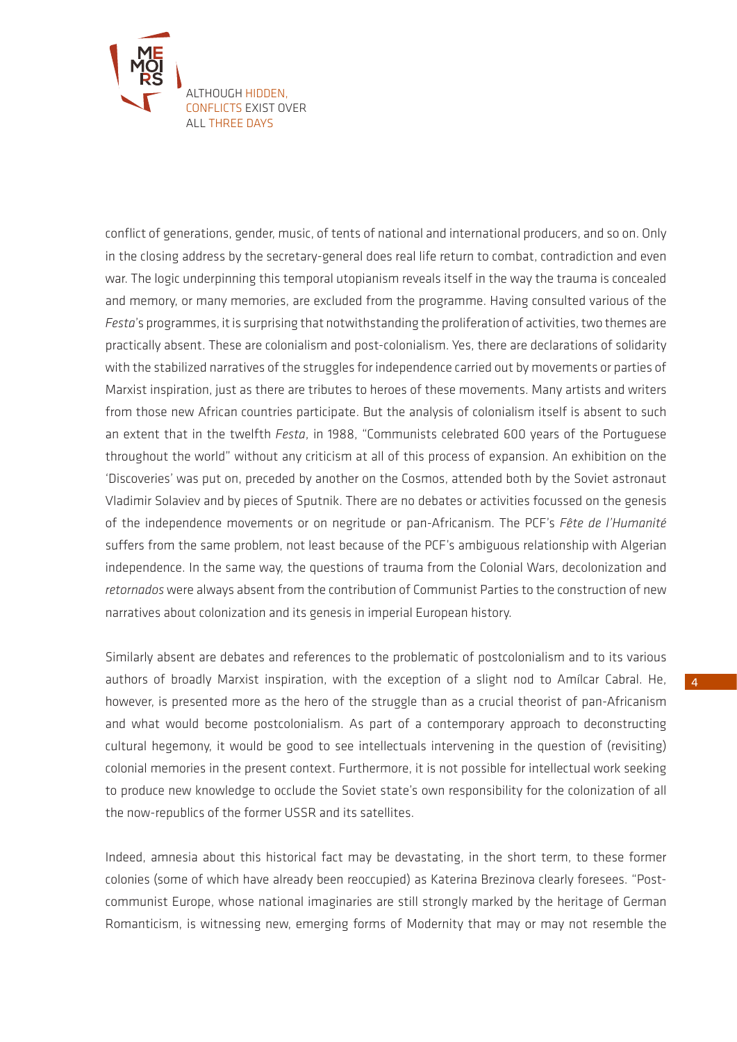conflict of generations, gender, music, of tents of national and international producers, and so on. Only in the closing address by the secretary-general does real life return to combat, contradiction and even war. The logic underpinning this temporal utopianism reveals itself in the way the trauma is concealed and memory, or many memories, are excluded from the programme. Having consulted various of the *Festa*'s programmes, it is surprising that notwithstanding the proliferation of activities, two themes are practically absent. These are colonialism and post-colonialism. Yes, there are declarations of solidarity with the stabilized narratives of the struggles for independence carried out by movements or parties of Marxist inspiration, just as there are tributes to heroes of these movements. Many artists and writers from those new African countries participate. But the analysis of colonialism itself is absent to such an extent that in the twelfth *Festa*, in 1988, "Communists celebrated 600 years of the Portuguese throughout the world" without any criticism at all of this process of expansion. An exhibition on the 'Discoveries' was put on, preceded by another on the Cosmos, attended both by the Soviet astronaut Vladimir Solaviev and by pieces of Sputnik. There are no debates or activities focussed on the genesis of the independence movements or on negritude or pan-Africanism. The PCF's *Fête de l'Humanité* suffers from the same problem, not least because of the PCF's ambiguous relationship with Algerian independence. In the same way, the questions of trauma from the Colonial Wars, decolonization and *retornados* were always absent from the contribution of Communist Parties to the construction of new narratives about colonization and its genesis in imperial European history.

Similarly absent are debates and references to the problematic of postcolonialism and to its various authors of broadly Marxist inspiration, with the exception of a slight nod to Amílcar Cabral. He, however, is presented more as the hero of the struggle than as a crucial theorist of pan-Africanism and what would become postcolonialism. As part of a contemporary approach to deconstructing cultural hegemony, it would be good to see intellectuals intervening in the question of (revisiting) colonial memories in the present context. Furthermore, it is not possible for intellectual work seeking to produce new knowledge to occlude the Soviet state's own responsibility for the colonization of all the now-republics of the former USSR and its satellites.

Indeed, amnesia about this historical fact may be devastating, in the short term, to these former colonies (some of which have already been reoccupied) as Katerina Brezinova clearly foresees. "Post-communist Europe, whose national imaginaries are still strongly marked by the heritage of German Romanticism, is witnessing new, emerging forms of Modernity that may or may not resemble the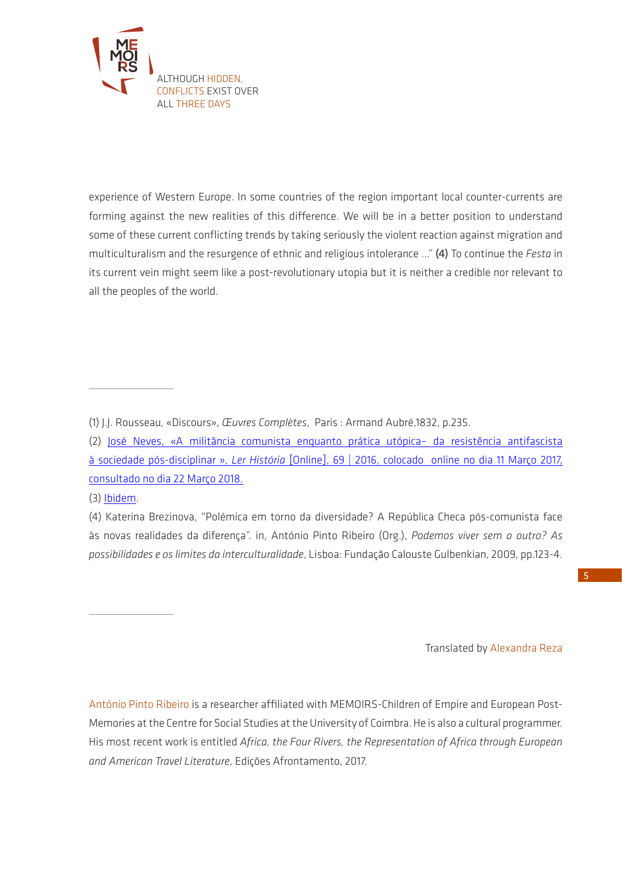experience of Western Europe. In some countries of the region important local counter-currents are forming against the new realities of this difference. We will be in a better position to understand some of these current conflicting trends by taking seriously the violent reaction against migration and multiculturalism and the resurgence of ethnic and religious intolerance ..." (4) To continue the *Festa* in its current vein might seem like a post-revolutionary utopia but it is neither a credible nor relevant to all the peoples of the world.

---

(1) J.J. Rousseau, «Discours», *Œuvres Complètes*, Paris : Armand Aubré,1832, p.235.

(2) José Neves, «A militância comunista enquanto prática utópica– da resistência antifascista à sociedade pós-disciplinar », *Ler História* [Online], 69 | 2016, colocado online no dia 11 Março 2017, consultado no dia 22 Março 2018.

(3) Ibidem.

(4) Katerina Brezinova, "Polémica em torno da diversidade? A República Checa pós-comunista face às novas realidades da diferença". in, António Pinto Ribeiro (Org.), *Podemos viver sem o outro? As possibilidades e os limites da interculturalidade*, Lisboa: Fundação Calouste Gulbenkian, 2009, pp.123-4.

---

Translated by Alexandra Reza

António Pinto Ribeiro is a researcher affiliated with MEMOIRS-Children of Empire and European Post-Memories at the Centre for Social Studies at the University of Coimbra. He is also a cultural programmer. His most recent work is entitled *Africa, the Four Rivers, the Representation of Africa through European and American Travel Literature*, Edições Afrontamento, 2017.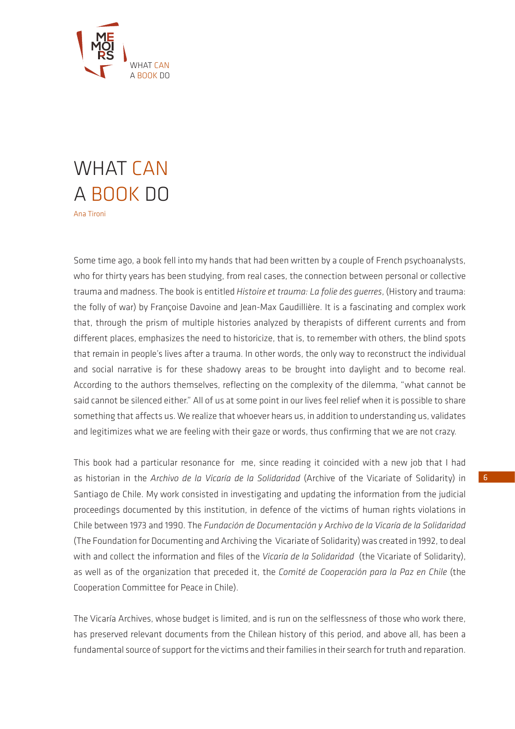# WHAT CAN A BOOK DO

Ana Tironi

Some time ago, a book fell into my hands that had been written by a couple of French psychoanalysts, who for thirty years has been studying, from real cases, the connection between personal or collective trauma and madness. The book is entitled *Histoire et trauma: La folie des guerres*, (History and trauma: the folly of war) by Françoise Davoine and Jean-Max Gaudillière. It is a fascinating and complex work that, through the prism of multiple histories analyzed by therapists of different currents and from different places, emphasizes the need to historicize, that is, to remember with others, the blind spots that remain in people's lives after a trauma. In other words, the only way to reconstruct the individual and social narrative is for these shadowy areas to be brought into daylight and to become real. According to the authors themselves, reflecting on the complexity of the dilemma, "what cannot be said cannot be silenced either." All of us at some point in our lives feel relief when it is possible to share something that affects us. We realize that whoever hears us, in addition to understanding us, validates and legitimizes what we are feeling with their gaze or words, thus confirming that we are not crazy.

This book had a particular resonance for me, since reading it coincided with a new job that I had as historian in the *Archivo de la Vicaría de la Solidaridad* (Archive of the Vicariate of Solidarity) in Santiago de Chile. My work consisted in investigating and updating the information from the judicial proceedings documented by this institution, in defence of the victims of human rights violations in Chile between 1973 and 1990. The *Fundación de Documentación y Archivo de la Vicaría de la Solidaridad* (The Foundation for Documenting and Archiving the Vicariate of Solidarity) was created in 1992, to deal with and collect the information and files of the *Vicaría de la Solidaridad* (the Vicariate of Solidarity), as well as of the organization that preceded it, the *Comité de Cooperación para la Paz en Chile* (the Cooperation Committee for Peace in Chile).

The Vicaría Archives, whose budget is limited, and is run on the selflessness of those who work there, has preserved relevant documents from the Chilean history of this period, and above all, has been a fundamental source of support for the victims and their families in their search for truth and reparation.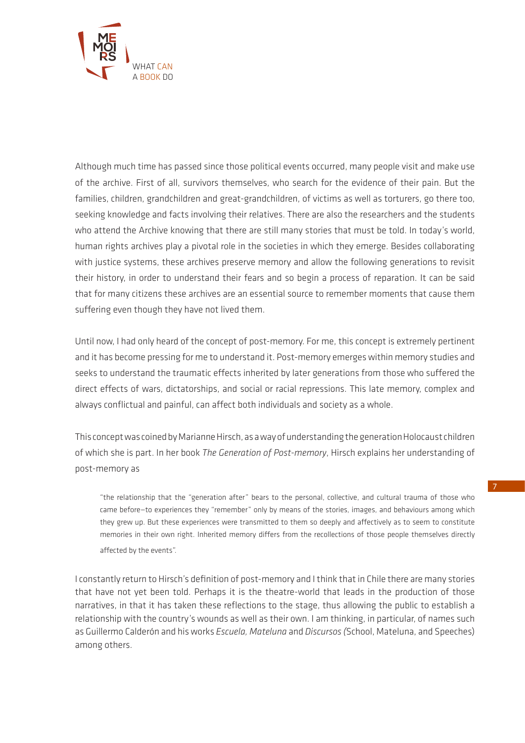Although much time has passed since those political events occurred, many people visit and make use of the archive. First of all, survivors themselves, who search for the evidence of their pain. But the families, children, grandchildren and great-grandchildren, of victims as well as torturers, go there too, seeking knowledge and facts involving their relatives. There are also the researchers and the students who attend the Archive knowing that there are still many stories that must be told. In today's world, human rights archives play a pivotal role in the societies in which they emerge. Besides collaborating with justice systems, these archives preserve memory and allow the following generations to revisit their history, in order to understand their fears and so begin a process of reparation. It can be said that for many citizens these archives are an essential source to remember moments that cause them suffering even though they have not lived them.

Until now, I had only heard of the concept of post-memory. For me, this concept is extremely pertinent and it has become pressing for me to understand it. Post-memory emerges within memory studies and seeks to understand the traumatic effects inherited by later generations from those who suffered the direct effects of wars, dictatorships, and social or racial repressions. This late memory, complex and always conflictual and painful, can affect both individuals and society as a whole.

This concept was coined by Marianne Hirsch, as a way of understanding the generation Holocaust children of which she is part. In her book *The Generation of Post-memory*, Hirsch explains her understanding of post-memory as

> "the relationship that the "generation after" bears to the personal, collective, and cultural trauma of those who came before—to experiences they "remember" only by means of the stories, images, and behaviours among which they grew up. But these experiences were transmitted to them so deeply and affectively as to seem to constitute memories in their own right. Inherited memory differs from the recollections of those people themselves directly affected by the events".

I constantly return to Hirsch's definition of post-memory and I think that in Chile there are many stories that have not yet been told. Perhaps it is the theatre-world that leads in the production of those narratives, in that it has taken these reflections to the stage, thus allowing the public to establish a relationship with the country's wounds as well as their own. I am thinking, in particular, of names such as Guillermo Calderón and his works *Escuela, Mateluna* and *Discursos (*School, Mateluna, and Speeches) among others.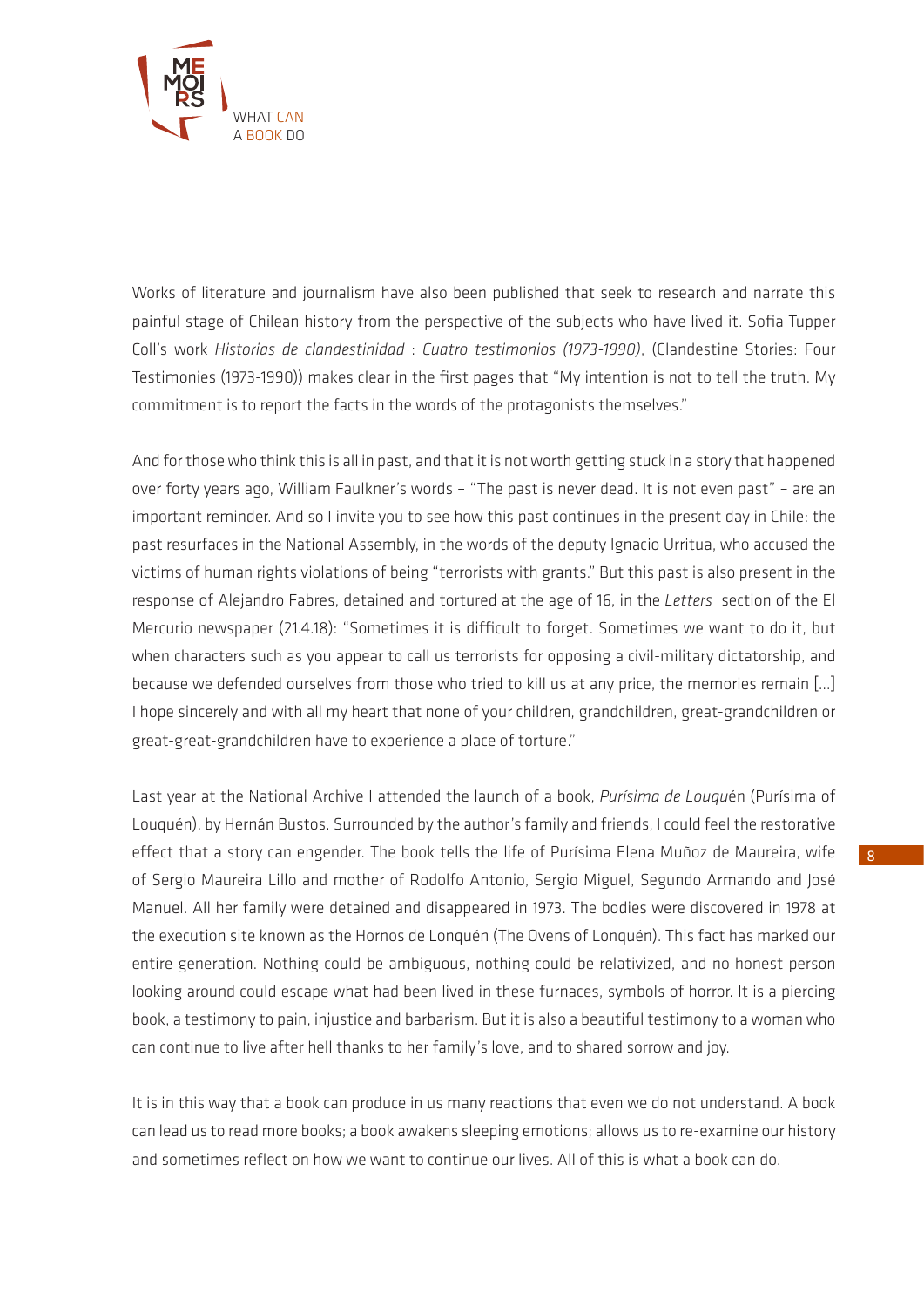Works of literature and journalism have also been published that seek to research and narrate this painful stage of Chilean history from the perspective of the subjects who have lived it. Sofia Tupper Coll's work *Historias de clandestinidad : Cuatro testimonios (1973-1990)*, (Clandestine Stories: Four Testimonies (1973-1990)) makes clear in the first pages that "My intention is not to tell the truth. My commitment is to report the facts in the words of the protagonists themselves."

And for those who think this is all in past, and that it is not worth getting stuck in a story that happened over forty years ago, William Faulkner's words – "The past is never dead. It is not even past" – are an important reminder. And so I invite you to see how this past continues in the present day in Chile: the past resurfaces in the National Assembly, in the words of the deputy Ignacio Urritua, who accused the victims of human rights violations of being "terrorists with grants." But this past is also present in the response of Alejandro Fabres, detained and tortured at the age of 16, in the *Letters* section of the El Mercurio newspaper (21.4.18): "Sometimes it is difficult to forget. Sometimes we want to do it, but when characters such as you appear to call us terrorists for opposing a civil-military dictatorship, and because we defended ourselves from those who tried to kill us at any price, the memories remain [...] I hope sincerely and with all my heart that none of your children, grandchildren, great-grandchildren or great-great-grandchildren have to experience a place of torture."

Last year at the National Archive I attended the launch of a book, *Purísima de Louqu*én (Purísima of Louquén), by Hernán Bustos. Surrounded by the author's family and friends, I could feel the restorative effect that a story can engender. The book tells the life of Purísima Elena Muñoz de Maureira, wife of Sergio Maureira Lillo and mother of Rodolfo Antonio, Sergio Miguel, Segundo Armando and José Manuel. All her family were detained and disappeared in 1973. The bodies were discovered in 1978 at the execution site known as the Hornos de Lonquén (The Ovens of Lonquén). This fact has marked our entire generation. Nothing could be ambiguous, nothing could be relativized, and no honest person looking around could escape what had been lived in these furnaces, symbols of horror. It is a piercing book, a testimony to pain, injustice and barbarism. But it is also a beautiful testimony to a woman who can continue to live after hell thanks to her family's love, and to shared sorrow and joy.

It is in this way that a book can produce in us many reactions that even we do not understand. A book can lead us to read more books; a book awakens sleeping emotions; allows us to re-examine our history and sometimes reflect on how we want to continue our lives. All of this is what a book can do.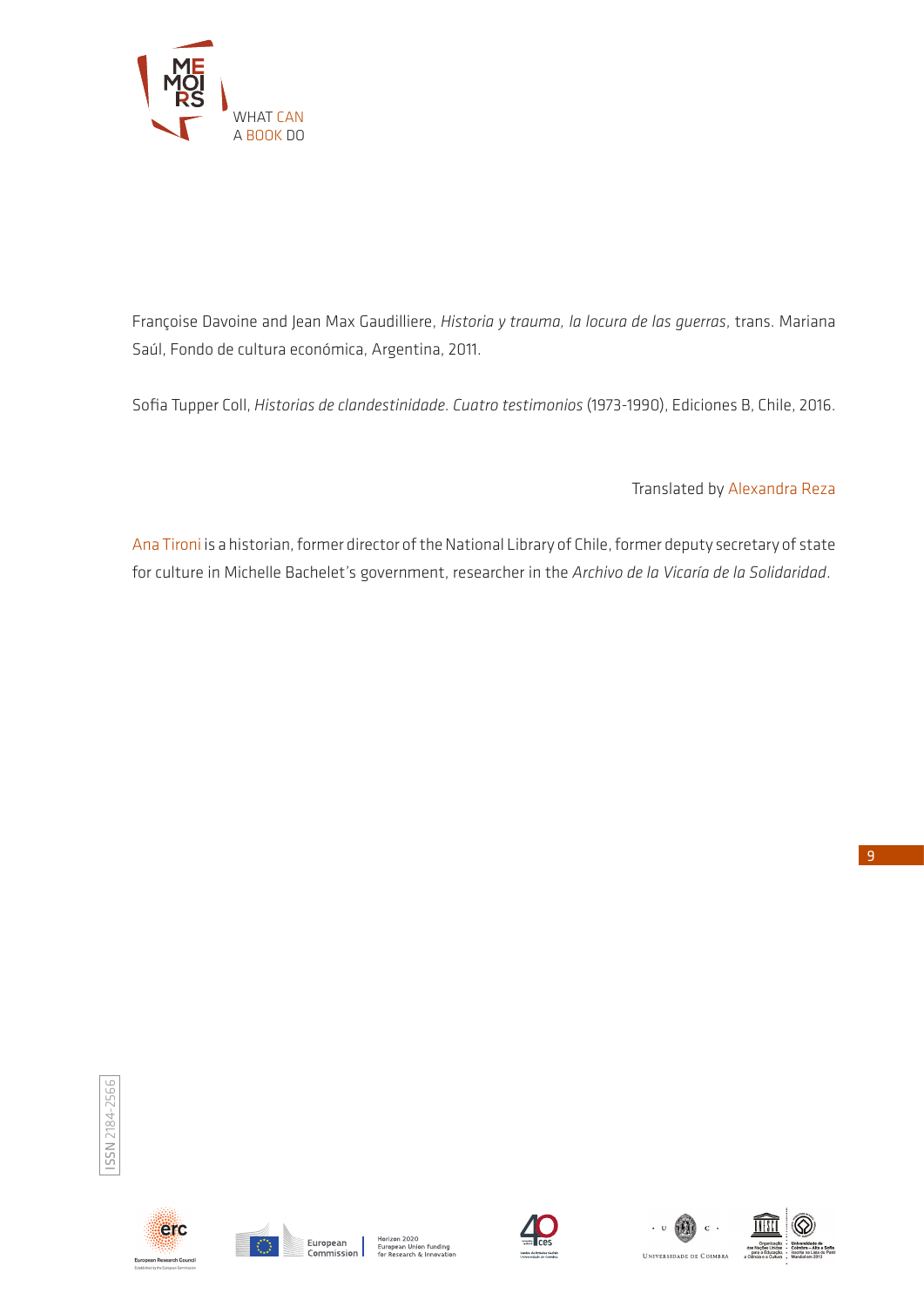Françoise Davoine and Jean Max Gaudilliere, *Historia y trauma, la locura de las guerras*, trans. Mariana Saúl, Fondo de cultura económica, Argentina, 2011.

Sofia Tupper Coll, *Historias de clandestinidade. Cuatro testimonios* (1973-1990), Ediciones B, Chile, 2016.

Translated by Alexandra Reza

Ana Tironi is a historian, former director of the National Library of Chile, former deputy secretary of state for culture in Michelle Bachelet's government, researcher in the *Archivo de la Vicaría de la Solidaridad*.